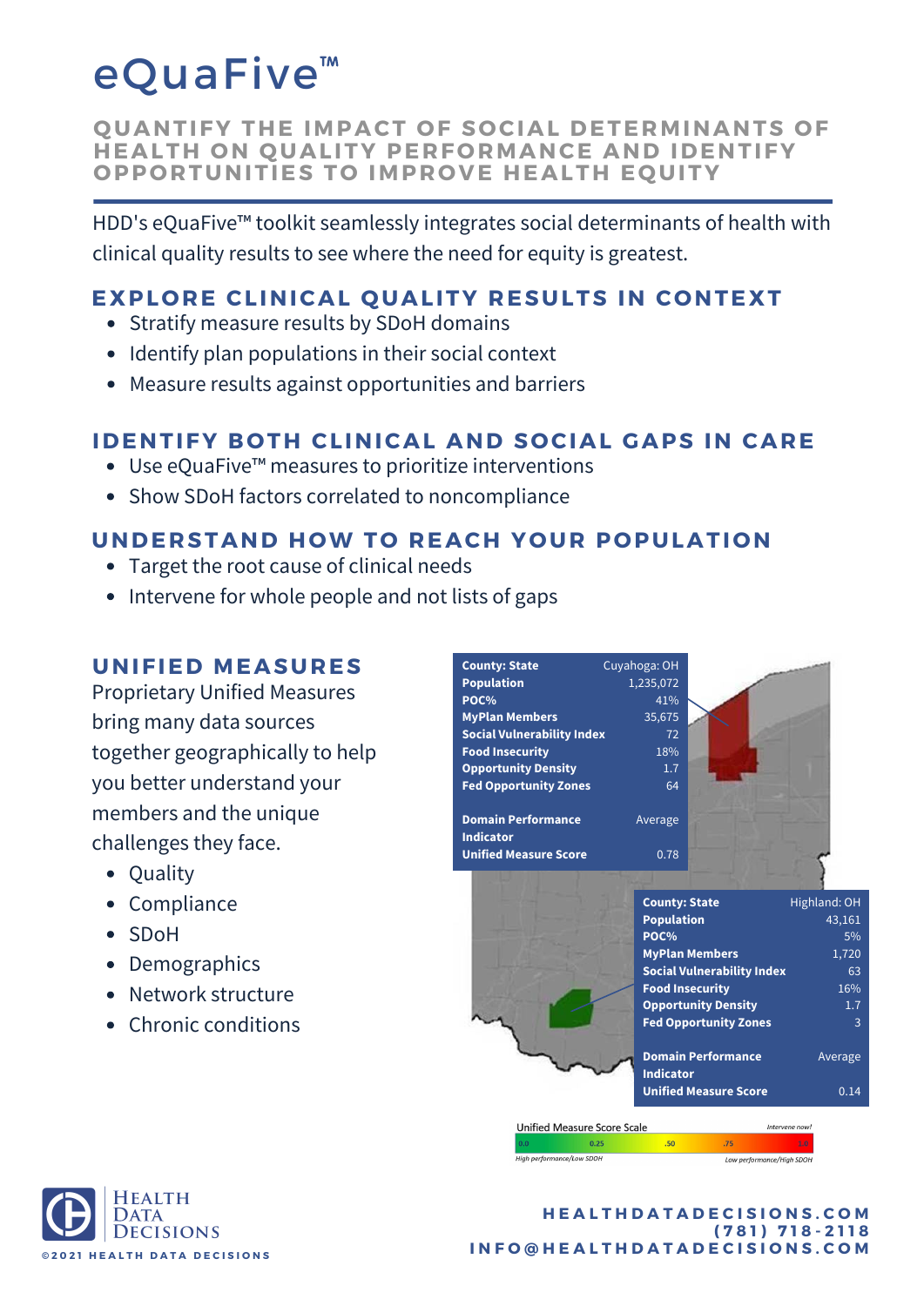# eQuaFive™

## QUANTIFY THE IMPACT OF SOCIAL DETERMINANTS OF HEALTH ON QUALITY PERFORMANCE AND IDENTIFY OPPORTUNITIES TO IMPROVE HEALTH EQUITY

HDD's eQuaFive™ toolkit seamlessly integrates social determinants of health with clinical quality results to see where the need for equity is greatest.

### EXPLORE CLINICAL QUALITY RESULTS IN CONTEXT

- Stratify measure results by SDoH domains
- Identify plan populations in their social context
- Measure results against opportunities and barriers

### IDENTIFY BOTH CLINICAL AND SOCIAL GAPS IN CARE

- Use eQuaFive™ measures to prioritize interventions
- Show SDoH factors correlated to noncompliance

### UNDERSTAND HOW TO REACH YOUR POPULATION

- Target the root cause of clinical needs
- Intervene for whole people and not lists of gaps

### UNIFIED MEASURES

Proprietary Unified Measures bring many data sources together geographically to help you better understand your members and the unique challenges they face.

- Quality
- Compliance
- SDoH
- Demographics
- Network structure
- Chronic conditions

| County: State | Cuyahoga: OH |
|---|---|
| Population | 1,235,072 |
| POC% | 41% |
| MyPlan Members | 35,675 |
| Social Vulnerability Index | 72 |
| Food Insecurity | 18% |
| Opportunity Density | 1.7 |
| Fed Opportunity Zones | 64 |
| Domain Performance Indicator | Average |
| Unified Measure Score | 0.78 |

| County: State | Highland: OH |
|---|---|
| Population | 43,161 |
| POC% | 5% |
| MyPlan Members | 1,720 |
| Social Vulnerability Index | 63 |
| Food Insecurity | 16% |
| Opportunity Density | 1.7 |
| Fed Opportunity Zones | 3 |
| Domain Performance Indicator | Average |
| Unified Measure Score | 0.14 |

Unified Measure Score Scale: 0.0 – 0.25 – .50 – .75 – 1.0 (Intervene now!)
*High performance/Low SDOH* … *Low performance/High SDOH*

HEALTH DATA DECISIONS

©2021 HEALTH DATA DECISIONS

HEALTHDATADECISIONS.COM
(781) 718-2118
INFO@HEALTHDATADECISIONS.COM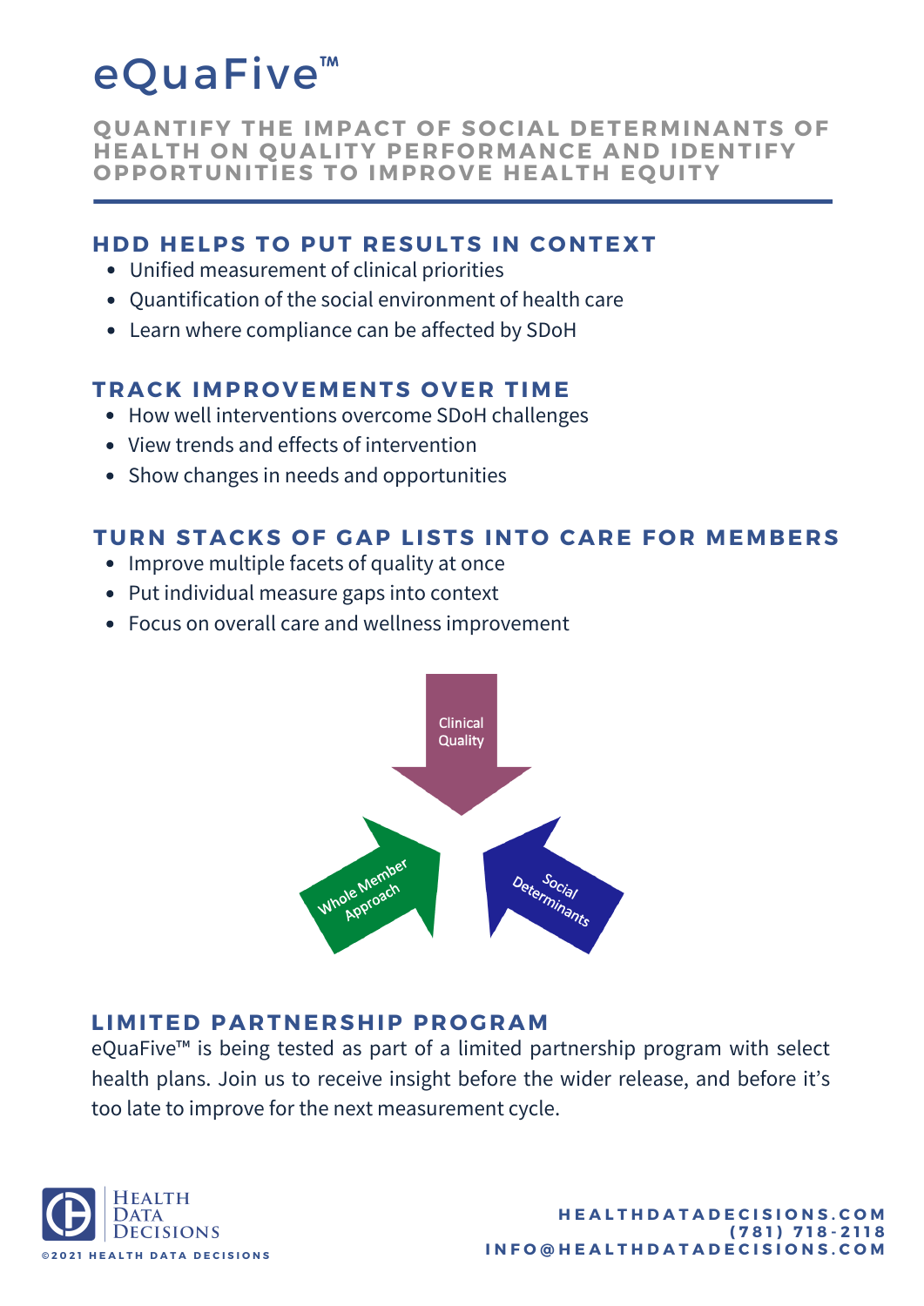# eQuaFive™

**QUANTIFY THE IMPACT OF SOCIAL DETERMINANTS OF HEALTH ON QUALITY PERFORMANCE AND IDENTIFY OPPORTUNITIES TO IMPROVE HEALTH EQUITY**

## HDD HELPS TO PUT RESULTS IN CONTEXT

- Unified measurement of clinical priorities
- Quantification of the social environment of health care
- Learn where compliance can be affected by SDoH

## TRACK IMPROVEMENTS OVER TIME

- How well interventions overcome SDoH challenges
- View trends and effects of intervention
- Show changes in needs and opportunities

## TURN STACKS OF GAP LISTS INTO CARE FOR MEMBERS

- Improve multiple facets of quality at once
- Put individual measure gaps into context
- Focus on overall care and wellness improvement

Clinical Quality

Whole Member Approach

Social Determinants

## LIMITED PARTNERSHIP PROGRAM

eQuaFive™ is being tested as part of a limited partnership program with select health plans. Join us to receive insight before the wider release, and before it's too late to improve for the next measurement cycle.

Health Data Decisions

©2021 HEALTH DATA DECISIONS

HEALTHDATADECISIONS.COM
(781) 718-2118
INFO@HEALTHDATADECISIONS.COM